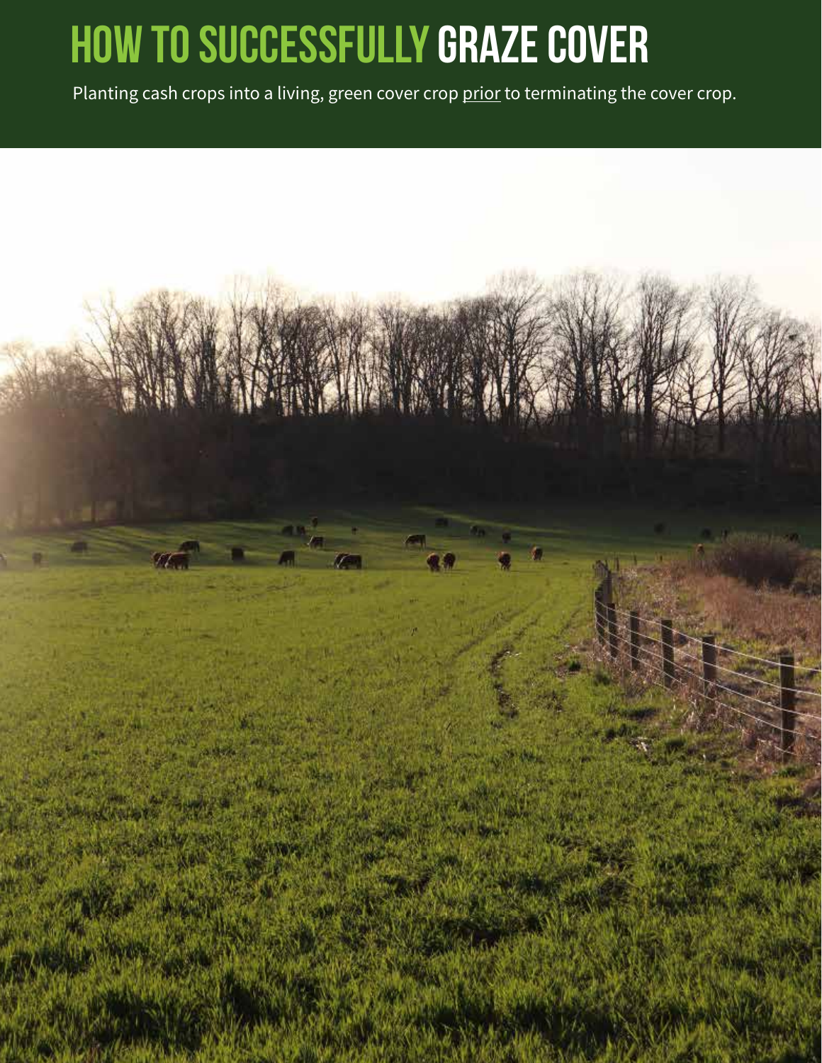# HOW TO SUCCESSFULLY GRAZE COVER

Planting cash crops into a living, green cover crop prior to terminating the cover crop.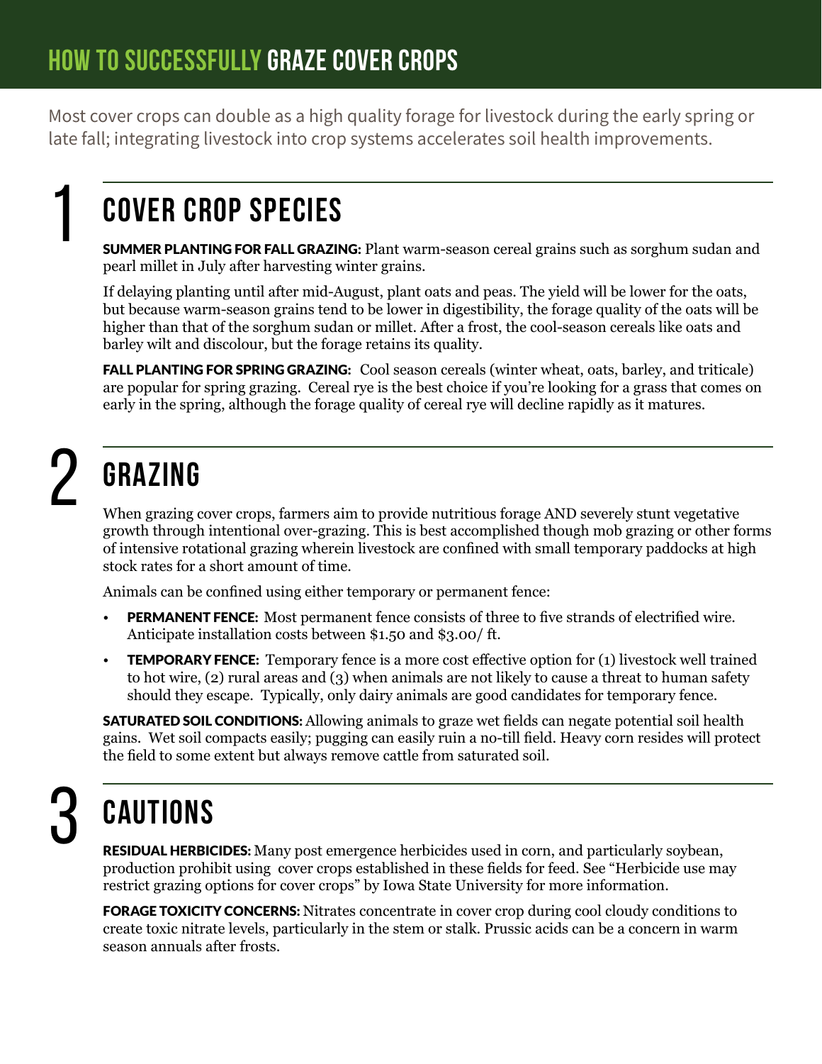# HOW TO SUCCESSFULLY GRAZE COVER CROPS

Most cover crops can double as a high quality forage for livestock during the early spring or late fall; integrating livestock into crop systems accelerates soil health improvements.

## 1 COVER CROP SPECIES

**SUMMER PLANTING FOR FALL GRAZING:** Plant warm-season cereal grains such as sorghum sudan and pearl millet in July after harvesting winter grains.

If delaying planting until after mid-August, plant oats and peas. The yield will be lower for the oats, but because warm-season grains tend to be lower in digestibility, the forage quality of the oats will be higher than that of the sorghum sudan or millet. After a frost, the cool-season cereals like oats and barley wilt and discolour, but the forage retains its quality.

**FALL PLANTING FOR SPRING GRAZING:** Cool season cereals (winter wheat, oats, barley, and triticale) are popular for spring grazing. Cereal rye is the best choice if you're looking for a grass that comes on early in the spring, although the forage quality of cereal rye will decline rapidly as it matures.

## 2 GRAZING

When grazing cover crops, farmers aim to provide nutritious forage AND severely stunt vegetative growth through intentional over-grazing. This is best accomplished though mob grazing or other forms of intensive rotational grazing wherein livestock are confined with small temporary paddocks at high stock rates for a short amount of time.

Animals can be confined using either temporary or permanent fence:

- **PERMANENT FENCE:** Most permanent fence consists of three to five strands of electrified wire. Anticipate installation costs between $1.50 and $3.00/ ft.
- **TEMPORARY FENCE:** Temporary fence is a more cost effective option for (1) livestock well trained to hot wire, (2) rural areas and (3) when animals are not likely to cause a threat to human safety should they escape. Typically, only dairy animals are good candidates for temporary fence.

**SATURATED SOIL CONDITIONS:** Allowing animals to graze wet fields can negate potential soil health gains. Wet soil compacts easily; pugging can easily ruin a no-till field. Heavy corn resides will protect the field to some extent but always remove cattle from saturated soil.

## 3 CAUTIONS

**RESIDUAL HERBICIDES:** Many post emergence herbicides used in corn, and particularly soybean, production prohibit using cover crops established in these fields for feed. See "Herbicide use may restrict grazing options for cover crops" by Iowa State University for more information.

**FORAGE TOXICITY CONCERNS:** Nitrates concentrate in cover crop during cool cloudy conditions to create toxic nitrate levels, particularly in the stem or stalk. Prussic acids can be a concern in warm season annuals after frosts.